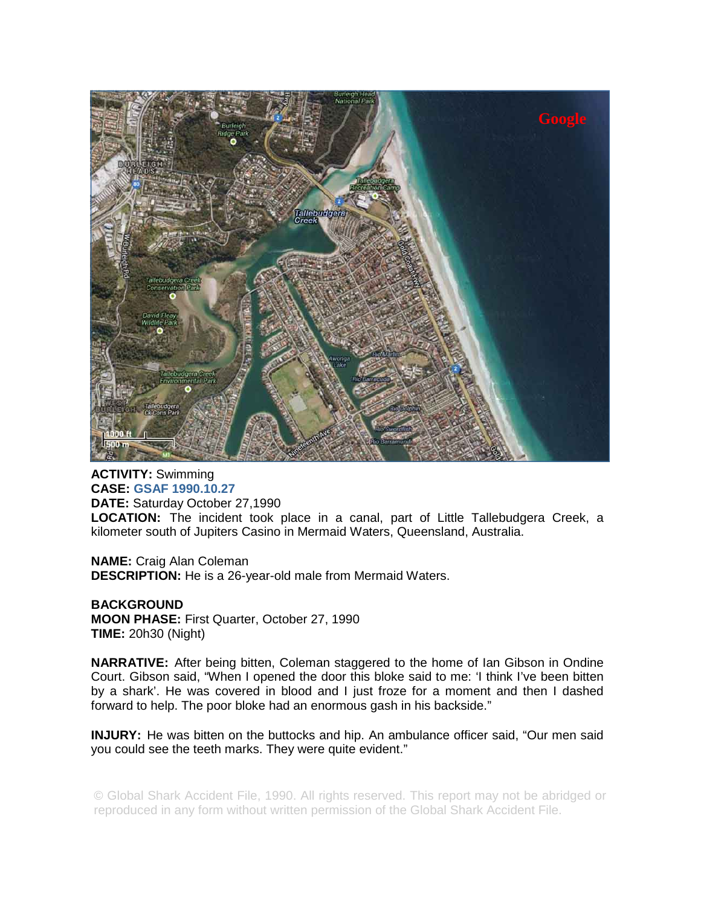**ACTIVITY:** Swimming
**CASE:** GSAF 1990.10.27
**DATE:** Saturday October 27,1990
**LOCATION:** The incident took place in a canal, part of Little Tallebudgera Creek, a kilometer south of Jupiters Casino in Mermaid Waters, Queensland, Australia.

**NAME:** Craig Alan Coleman
**DESCRIPTION:** He is a 26-year-old male from Mermaid Waters.

**BACKGROUND**
**MOON PHASE:** First Quarter, October 27, 1990
**TIME:** 20h30 (Night)

**NARRATIVE:** After being bitten, Coleman staggered to the home of Ian Gibson in Ondine Court. Gibson said, "When I opened the door this bloke said to me: 'I think I've been bitten by a shark'. He was covered in blood and I just froze for a moment and then I dashed forward to help. The poor bloke had an enormous gash in his backside."

**INJURY:** He was bitten on the buttocks and hip. An ambulance officer said, "Our men said you could see the teeth marks. They were quite evident."

© Global Shark Accident File, 1990. All rights reserved. This report may not be abridged or reproduced in any form without written permission of the Global Shark Accident File.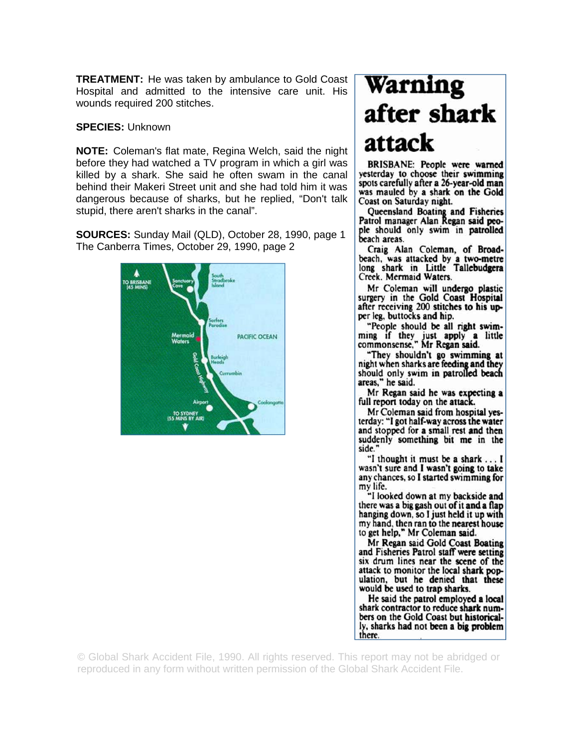**TREATMENT:** He was taken by ambulance to Gold Coast Hospital and admitted to the intensive care unit. His wounds required 200 stitches.

**SPECIES:** Unknown

**NOTE:** Coleman's flat mate, Regina Welch, said the night before they had watched a TV program in which a girl was killed by a shark. She said he often swam in the canal behind their Makeri Street unit and she had told him it was dangerous because of sharks, but he replied, "Don't talk stupid, there aren't sharks in the canal".

**SOURCES:** Sunday Mail (QLD), October 28, 1990, page 1
The Canberra Times, October 29, 1990, page 2

# Warning after shark attack

BRISBANE: People were warned yesterday to choose their swimming spots carefully after a 26-year-old man was mauled by a shark on the Gold Coast on Saturday night.

Queensland Boating and Fisheries Patrol manager Alan Regan said people should only swim in patrolled beach areas.

Craig Alan Coleman, of Broadbeach, was attacked by a two-metre long shark in Little Tallebudgera Creek, Mermaid Waters.

Mr Coleman will undergo plastic surgery in the Gold Coast Hospital after receiving 200 stitches to his upper leg, buttocks and hip.

"People should be all right swimming if they just apply a little commonsense," Mr Regan said.

"They shouldn't go swimming at night when sharks are feeding and they should only swim in patrolled beach areas," he said.

Mr Regan said he was expecting a full report today on the attack.

Mr Coleman said from hospital yesterday: "I got half-way across the water and stopped for a small rest and then suddenly something bit me in the side."

"I thought it must be a shark . . . I wasn't sure and I wasn't going to take any chances, so I started swimming for my life.

"I looked down at my backside and there was a big gash out of it and a flap hanging down, so I just held it up with my hand, then ran to the nearest house to get help," Mr Coleman said.

Mr Regan said Gold Coast Boating and Fisheries Patrol staff were setting six drum lines near the scene of the attack to monitor the local shark population, but he denied that these would be used to trap sharks.

He said the patrol employed a local shark contractor to reduce shark numbers on the Gold Coast but historically, sharks had not been a big problem there.